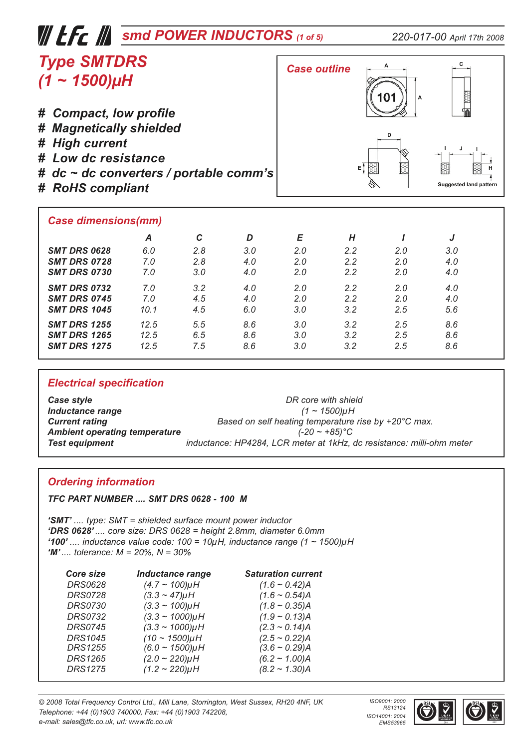# smd POWER INDUCTORS (1 of 5)

220-017-00 April 17th 2008

## Type SMTDRS (1 ~ 1500)µH

- # Compact, low profile
- # Magnetically shielded
- # High current
- # Low dc resistance
- # dc ~ dc converters / portable comm's
- # RoHS compliant

### Case outline

Suggested land pattern

### Case dimensions(mm)

| | A | C | D | E | H | I | J |
|---|---|---|---|---|---|---|---|
| SMT DRS 0628 | 6.0 | 2.8 | 3.0 | 2.0 | 2.2 | 2.0 | 3.0 |
| SMT DRS 0728 | 7.0 | 2.8 | 4.0 | 2.0 | 2.2 | 2.0 | 4.0 |
| SMT DRS 0730 | 7.0 | 3.0 | 4.0 | 2.0 | 2.2 | 2.0 | 4.0 |
| SMT DRS 0732 | 7.0 | 3.2 | 4.0 | 2.0 | 2.2 | 2.0 | 4.0 |
| SMT DRS 0745 | 7.0 | 4.5 | 4.0 | 2.0 | 2.2 | 2.0 | 4.0 |
| SMT DRS 1045 | 10.1 | 4.5 | 6.0 | 3.0 | 3.2 | 2.5 | 5.6 |
| SMT DRS 1255 | 12.5 | 5.5 | 8.6 | 3.0 | 3.2 | 2.5 | 8.6 |
| SMT DRS 1265 | 12.5 | 6.5 | 8.6 | 3.0 | 3.2 | 2.5 | 8.6 |
| SMT DRS 1275 | 12.5 | 7.5 | 8.6 | 3.0 | 3.2 | 2.5 | 8.6 |

### Electrical specification

| | |
|---|---|
| **Case style** | DR core with shield |
| **Inductance range** | (1 ~ 1500)µH |
| **Current rating** | Based on self heating temperature rise by +20°C max. |
| **Ambient operating temperature** | (-20 ~ +85)°C |
| **Test equipment** | inductance: HP4284, LCR meter at 1kHz, dc resistance: milli-ohm meter |

### Ordering information

**TFC PART NUMBER .... SMT DRS 0628 - 100 M**

**'SMT'** .... type: SMT = shielded surface mount power inductor
**'DRS 0628'** .... core size: DRS 0628 = height 2.8mm, diameter 6.0mm
**'100'** .... inductance value code: 100 = 10µH, inductance range (1 ~ 1500)µH
**'M'** .... tolerance: M = 20%, N = 30%

| Core size | Inductance range | Saturation current |
|---|---|---|
| DRS0628 | (4.7 ~ 100)µH | (1.6 ~ 0.42)A |
| DRS0728 | (3.3 ~ 47)µH | (1.6 ~ 0.54)A |
| DRS0730 | (3.3 ~ 100)µH | (1.8 ~ 0.35)A |
| DRS0732 | (3.3 ~ 1000)µH | (1.9 ~ 0.13)A |
| DRS0745 | (3.3 ~ 1000)µH | (2.3 ~ 0.14)A |
| DRS1045 | (10 ~ 1500)µH | (2.5 ~ 0.22)A |
| DRS1255 | (6.0 ~ 1500)µH | (3.6 ~ 0.29)A |
| DRS1265 | (2.0 ~ 220)µH | (6.2 ~ 1.00)A |
| DRS1275 | (1.2 ~ 220)µH | (8.2 ~ 1.30)A |

© 2008 Total Frequency Control Ltd., Mill Lane, Storrington, West Sussex, RH20 4NF, UK
Telephone: +44 (0)1903 740000, Fax: +44 (0)1903 742208,
e-mail: sales@tfc.co.uk, url: www.tfc.co.uk

ISO9001: 2000 RS13124
ISO14001: 2004 EMS53965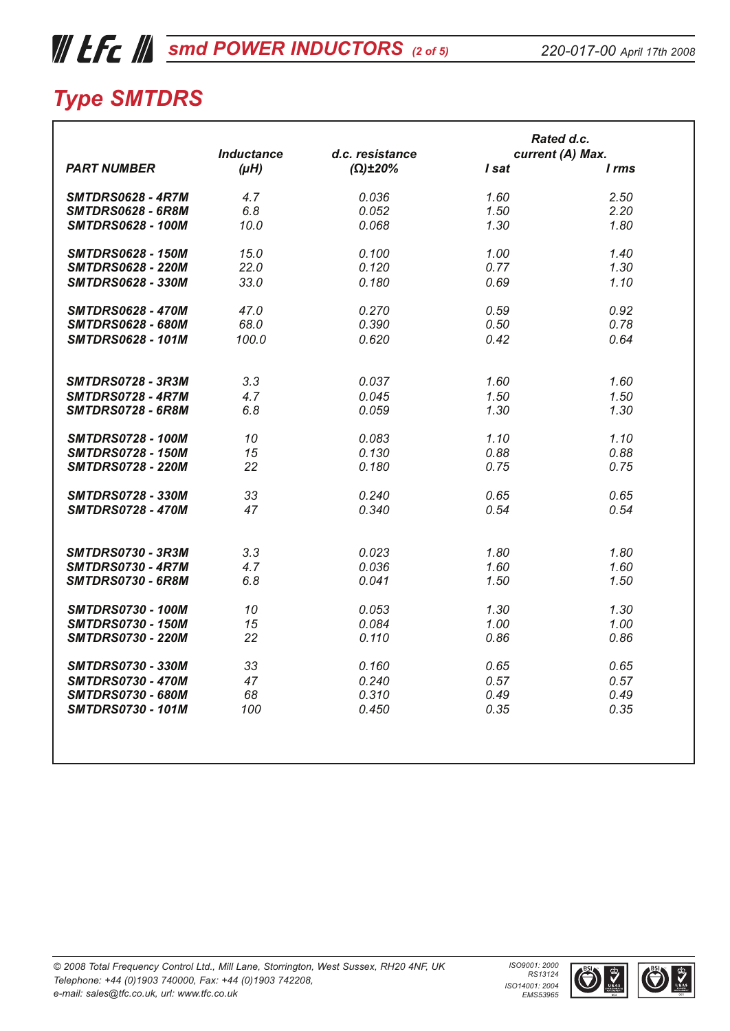# Type SMTDRS

| PART NUMBER | Inductance (µH) | d.c. resistance (Ω)±20% | Rated d.c. current (A) Max. I sat | I rms |
|---|---|---|---|---|
| SMTDRS0628 - 4R7M | 4.7 | 0.036 | 1.60 | 2.50 |
| SMTDRS0628 - 6R8M | 6.8 | 0.052 | 1.50 | 2.20 |
| SMTDRS0628 - 100M | 10.0 | 0.068 | 1.30 | 1.80 |
| SMTDRS0628 - 150M | 15.0 | 0.100 | 1.00 | 1.40 |
| SMTDRS0628 - 220M | 22.0 | 0.120 | 0.77 | 1.30 |
| SMTDRS0628 - 330M | 33.0 | 0.180 | 0.69 | 1.10 |
| SMTDRS0628 - 470M | 47.0 | 0.270 | 0.59 | 0.92 |
| SMTDRS0628 - 680M | 68.0 | 0.390 | 0.50 | 0.78 |
| SMTDRS0628 - 101M | 100.0 | 0.620 | 0.42 | 0.64 |
| SMTDRS0728 - 3R3M | 3.3 | 0.037 | 1.60 | 1.60 |
| SMTDRS0728 - 4R7M | 4.7 | 0.045 | 1.50 | 1.50 |
| SMTDRS0728 - 6R8M | 6.8 | 0.059 | 1.30 | 1.30 |
| SMTDRS0728 - 100M | 10 | 0.083 | 1.10 | 1.10 |
| SMTDRS0728 - 150M | 15 | 0.130 | 0.88 | 0.88 |
| SMTDRS0728 - 220M | 22 | 0.180 | 0.75 | 0.75 |
| SMTDRS0728 - 330M | 33 | 0.240 | 0.65 | 0.65 |
| SMTDRS0728 - 470M | 47 | 0.340 | 0.54 | 0.54 |
| SMTDRS0730 - 3R3M | 3.3 | 0.023 | 1.80 | 1.80 |
| SMTDRS0730 - 4R7M | 4.7 | 0.036 | 1.60 | 1.60 |
| SMTDRS0730 - 6R8M | 6.8 | 0.041 | 1.50 | 1.50 |
| SMTDRS0730 - 100M | 10 | 0.053 | 1.30 | 1.30 |
| SMTDRS0730 - 150M | 15 | 0.084 | 1.00 | 1.00 |
| SMTDRS0730 - 220M | 22 | 0.110 | 0.86 | 0.86 |
| SMTDRS0730 - 330M | 33 | 0.160 | 0.65 | 0.65 |
| SMTDRS0730 - 470M | 47 | 0.240 | 0.57 | 0.57 |
| SMTDRS0730 - 680M | 68 | 0.310 | 0.49 | 0.49 |
| SMTDRS0730 - 101M | 100 | 0.450 | 0.35 | 0.35 |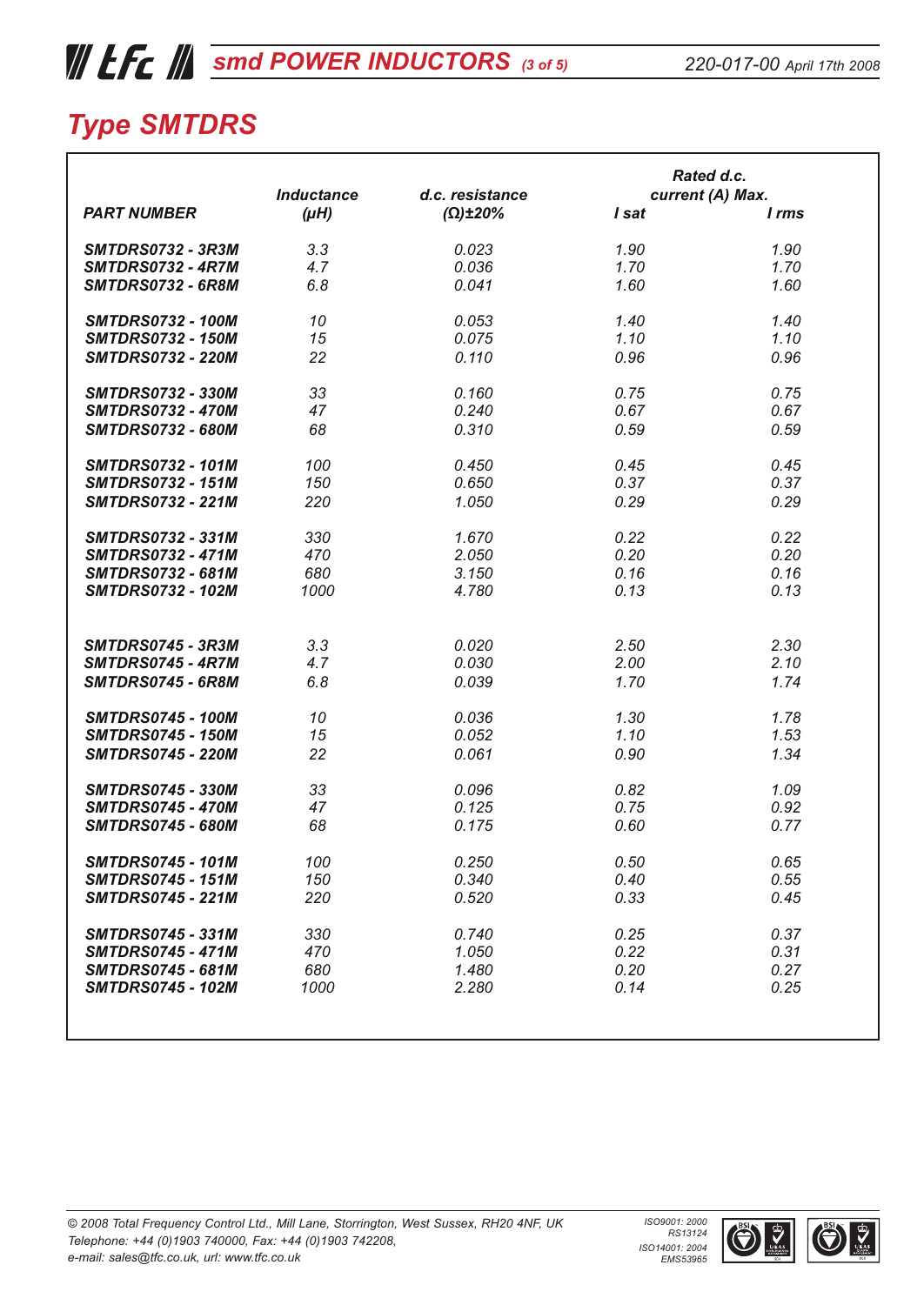# Type SMTDRS

| PART NUMBER | Inductance (µH) | d.c. resistance (Ω)±20% | Rated d.c. current (A) Max. I sat | I rms |
|---|---|---|---|---|
| SMTDRS0732 - 3R3M | 3.3 | 0.023 | 1.90 | 1.90 |
| SMTDRS0732 - 4R7M | 4.7 | 0.036 | 1.70 | 1.70 |
| SMTDRS0732 - 6R8M | 6.8 | 0.041 | 1.60 | 1.60 |
| SMTDRS0732 - 100M | 10 | 0.053 | 1.40 | 1.40 |
| SMTDRS0732 - 150M | 15 | 0.075 | 1.10 | 1.10 |
| SMTDRS0732 - 220M | 22 | 0.110 | 0.96 | 0.96 |
| SMTDRS0732 - 330M | 33 | 0.160 | 0.75 | 0.75 |
| SMTDRS0732 - 470M | 47 | 0.240 | 0.67 | 0.67 |
| SMTDRS0732 - 680M | 68 | 0.310 | 0.59 | 0.59 |
| SMTDRS0732 - 101M | 100 | 0.450 | 0.45 | 0.45 |
| SMTDRS0732 - 151M | 150 | 0.650 | 0.37 | 0.37 |
| SMTDRS0732 - 221M | 220 | 1.050 | 0.29 | 0.29 |
| SMTDRS0732 - 331M | 330 | 1.670 | 0.22 | 0.22 |
| SMTDRS0732 - 471M | 470 | 2.050 | 0.20 | 0.20 |
| SMTDRS0732 - 681M | 680 | 3.150 | 0.16 | 0.16 |
| SMTDRS0732 - 102M | 1000 | 4.780 | 0.13 | 0.13 |
| SMTDRS0745 - 3R3M | 3.3 | 0.020 | 2.50 | 2.30 |
| SMTDRS0745 - 4R7M | 4.7 | 0.030 | 2.00 | 2.10 |
| SMTDRS0745 - 6R8M | 6.8 | 0.039 | 1.70 | 1.74 |
| SMTDRS0745 - 100M | 10 | 0.036 | 1.30 | 1.78 |
| SMTDRS0745 - 150M | 15 | 0.052 | 1.10 | 1.53 |
| SMTDRS0745 - 220M | 22 | 0.061 | 0.90 | 1.34 |
| SMTDRS0745 - 330M | 33 | 0.096 | 0.82 | 1.09 |
| SMTDRS0745 - 470M | 47 | 0.125 | 0.75 | 0.92 |
| SMTDRS0745 - 680M | 68 | 0.175 | 0.60 | 0.77 |
| SMTDRS0745 - 101M | 100 | 0.250 | 0.50 | 0.65 |
| SMTDRS0745 - 151M | 150 | 0.340 | 0.40 | 0.55 |
| SMTDRS0745 - 221M | 220 | 0.520 | 0.33 | 0.45 |
| SMTDRS0745 - 331M | 330 | 0.740 | 0.25 | 0.37 |
| SMTDRS0745 - 471M | 470 | 1.050 | 0.22 | 0.31 |
| SMTDRS0745 - 681M | 680 | 1.480 | 0.20 | 0.27 |
| SMTDRS0745 - 102M | 1000 | 2.280 | 0.14 | 0.25 |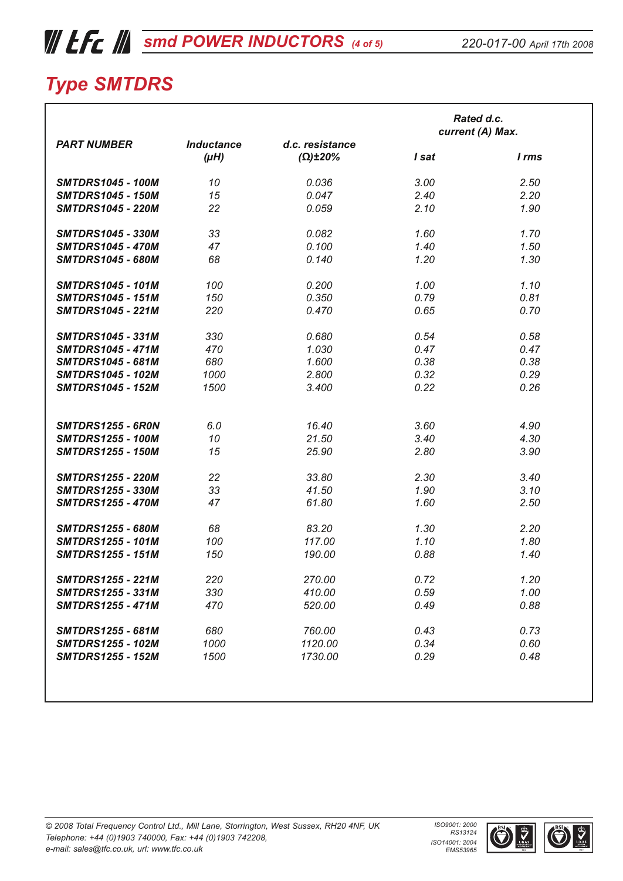# Type SMTDRS

| PART NUMBER | Inductance (µH) | d.c. resistance (Ω)±20% | Rated d.c. current (A) Max. I sat | I rms |
|---|---|---|---|---|
| **SMTDRS1045 - 100M** | 10 | 0.036 | 3.00 | 2.50 |
| **SMTDRS1045 - 150M** | 15 | 0.047 | 2.40 | 2.20 |
| **SMTDRS1045 - 220M** | 22 | 0.059 | 2.10 | 1.90 |
| **SMTDRS1045 - 330M** | 33 | 0.082 | 1.60 | 1.70 |
| **SMTDRS1045 - 470M** | 47 | 0.100 | 1.40 | 1.50 |
| **SMTDRS1045 - 680M** | 68 | 0.140 | 1.20 | 1.30 |
| **SMTDRS1045 - 101M** | 100 | 0.200 | 1.00 | 1.10 |
| **SMTDRS1045 - 151M** | 150 | 0.350 | 0.79 | 0.81 |
| **SMTDRS1045 - 221M** | 220 | 0.470 | 0.65 | 0.70 |
| **SMTDRS1045 - 331M** | 330 | 0.680 | 0.54 | 0.58 |
| **SMTDRS1045 - 471M** | 470 | 1.030 | 0.47 | 0.47 |
| **SMTDRS1045 - 681M** | 680 | 1.600 | 0.38 | 0.38 |
| **SMTDRS1045 - 102M** | 1000 | 2.800 | 0.32 | 0.29 |
| **SMTDRS1045 - 152M** | 1500 | 3.400 | 0.22 | 0.26 |
| **SMTDRS1255 - 6R0N** | 6.0 | 16.40 | 3.60 | 4.90 |
| **SMTDRS1255 - 100M** | 10 | 21.50 | 3.40 | 4.30 |
| **SMTDRS1255 - 150M** | 15 | 25.90 | 2.80 | 3.90 |
| **SMTDRS1255 - 220M** | 22 | 33.80 | 2.30 | 3.40 |
| **SMTDRS1255 - 330M** | 33 | 41.50 | 1.90 | 3.10 |
| **SMTDRS1255 - 470M** | 47 | 61.80 | 1.60 | 2.50 |
| **SMTDRS1255 - 680M** | 68 | 83.20 | 1.30 | 2.20 |
| **SMTDRS1255 - 101M** | 100 | 117.00 | 1.10 | 1.80 |
| **SMTDRS1255 - 151M** | 150 | 190.00 | 0.88 | 1.40 |
| **SMTDRS1255 - 221M** | 220 | 270.00 | 0.72 | 1.20 |
| **SMTDRS1255 - 331M** | 330 | 410.00 | 0.59 | 1.00 |
| **SMTDRS1255 - 471M** | 470 | 520.00 | 0.49 | 0.88 |
| **SMTDRS1255 - 681M** | 680 | 760.00 | 0.43 | 0.73 |
| **SMTDRS1255 - 102M** | 1000 | 1120.00 | 0.34 | 0.60 |
| **SMTDRS1255 - 152M** | 1500 | 1730.00 | 0.29 | 0.48 |

*© 2008 Total Frequency Control Ltd., Mill Lane, Storrington, West Sussex, RH20 4NF, UK*
*Telephone: +44 (0)1903 740000, Fax: +44 (0)1903 742208,*
*e-mail: sales@tfc.co.uk, url: www.tfc.co.uk*

*ISO9001: 2000 RS13124*
*ISO14001: 2004 EMS53965*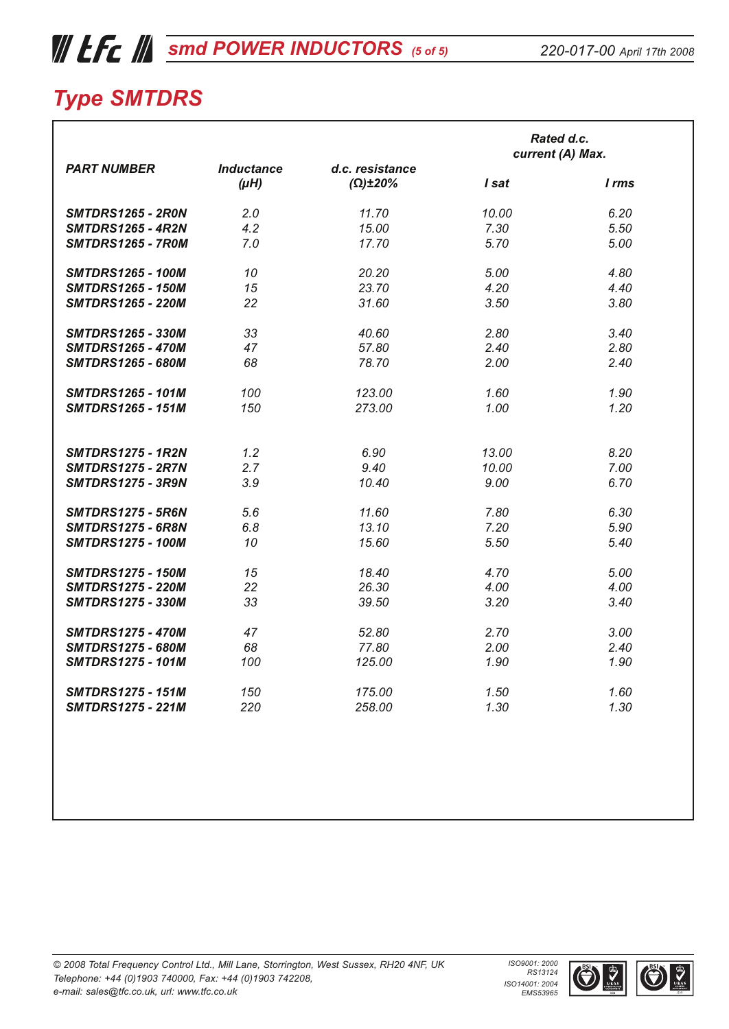# Type SMTDRS

| PART NUMBER | Inductance (μH) | d.c. resistance (Ω)±20% | Rated d.c. current (A) Max. I sat | I rms |
|---|---|---|---|---|
| SMTDRS1265 - 2R0N | 2.0 | 11.70 | 10.00 | 6.20 |
| SMTDRS1265 - 4R2N | 4.2 | 15.00 | 7.30 | 5.50 |
| SMTDRS1265 - 7R0M | 7.0 | 17.70 | 5.70 | 5.00 |
| SMTDRS1265 - 100M | 10 | 20.20 | 5.00 | 4.80 |
| SMTDRS1265 - 150M | 15 | 23.70 | 4.20 | 4.40 |
| SMTDRS1265 - 220M | 22 | 31.60 | 3.50 | 3.80 |
| SMTDRS1265 - 330M | 33 | 40.60 | 2.80 | 3.40 |
| SMTDRS1265 - 470M | 47 | 57.80 | 2.40 | 2.80 |
| SMTDRS1265 - 680M | 68 | 78.70 | 2.00 | 2.40 |
| SMTDRS1265 - 101M | 100 | 123.00 | 1.60 | 1.90 |
| SMTDRS1265 - 151M | 150 | 273.00 | 1.00 | 1.20 |
| SMTDRS1275 - 1R2N | 1.2 | 6.90 | 13.00 | 8.20 |
| SMTDRS1275 - 2R7N | 2.7 | 9.40 | 10.00 | 7.00 |
| SMTDRS1275 - 3R9N | 3.9 | 10.40 | 9.00 | 6.70 |
| SMTDRS1275 - 5R6N | 5.6 | 11.60 | 7.80 | 6.30 |
| SMTDRS1275 - 6R8N | 6.8 | 13.10 | 7.20 | 5.90 |
| SMTDRS1275 - 100M | 10 | 15.60 | 5.50 | 5.40 |
| SMTDRS1275 - 150M | 15 | 18.40 | 4.70 | 5.00 |
| SMTDRS1275 - 220M | 22 | 26.30 | 4.00 | 4.00 |
| SMTDRS1275 - 330M | 33 | 39.50 | 3.20 | 3.40 |
| SMTDRS1275 - 470M | 47 | 52.80 | 2.70 | 3.00 |
| SMTDRS1275 - 680M | 68 | 77.80 | 2.00 | 2.40 |
| SMTDRS1275 - 101M | 100 | 125.00 | 1.90 | 1.90 |
| SMTDRS1275 - 151M | 150 | 175.00 | 1.50 | 1.60 |
| SMTDRS1275 - 221M | 220 | 258.00 | 1.30 | 1.30 |